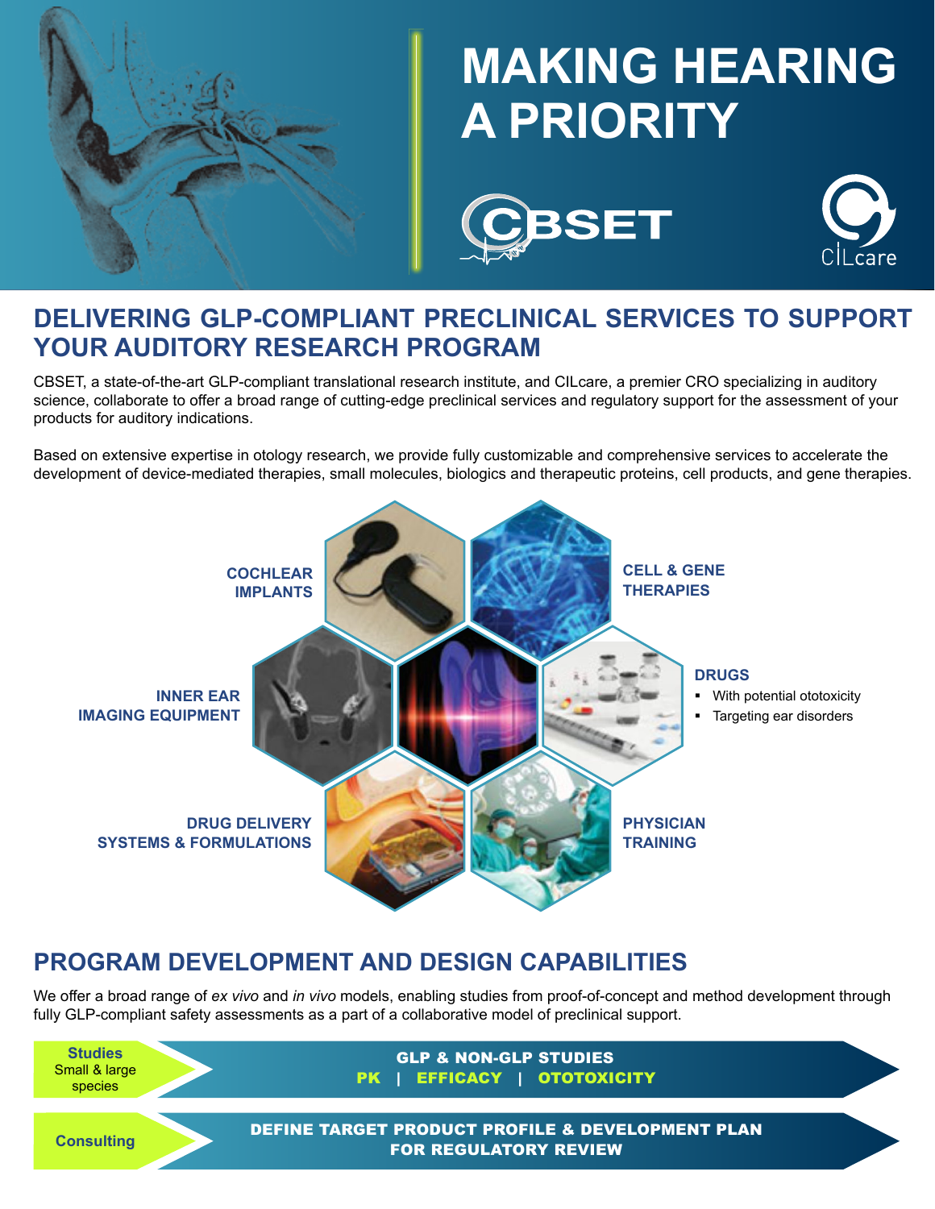# MAKING HEARING A PRIORITY

CBSET CILcare

## DELIVERING GLP-COMPLIANT PRECLINICAL SERVICES TO SUPPORT YOUR AUDITORY RESEARCH PROGRAM

CBSET, a state-of-the-art GLP-compliant translational research institute, and CILcare, a premier CRO specializing in auditory science, collaborate to offer a broad range of cutting-edge preclinical services and regulatory support for the assessment of your products for auditory indications.

Based on extensive expertise in otology research, we provide fully customizable and comprehensive services to accelerate the development of device-mediated therapies, small molecules, biologics and therapeutic proteins, cell products, and gene therapies.

**COCHLEAR IMPLANTS**

**CELL & GENE THERAPIES**

**INNER EAR IMAGING EQUIPMENT**

**DRUGS**

- With potential ototoxicity
- Targeting ear disorders

**DRUG DELIVERY SYSTEMS & FORMULATIONS**

**PHYSICIAN TRAINING**

## PROGRAM DEVELOPMENT AND DESIGN CAPABILITIES

We offer a broad range of *ex vivo* and *in vivo* models, enabling studies from proof-of-concept and method development through fully GLP-compliant safety assessments as a part of a collaborative model of preclinical support.

**Studies** Small & large species — **GLP & NON-GLP STUDIES** PK | EFFICACY | OTOTOXICITY

**Consulting** — **DEFINE TARGET PRODUCT PROFILE & DEVELOPMENT PLAN FOR REGULATORY REVIEW**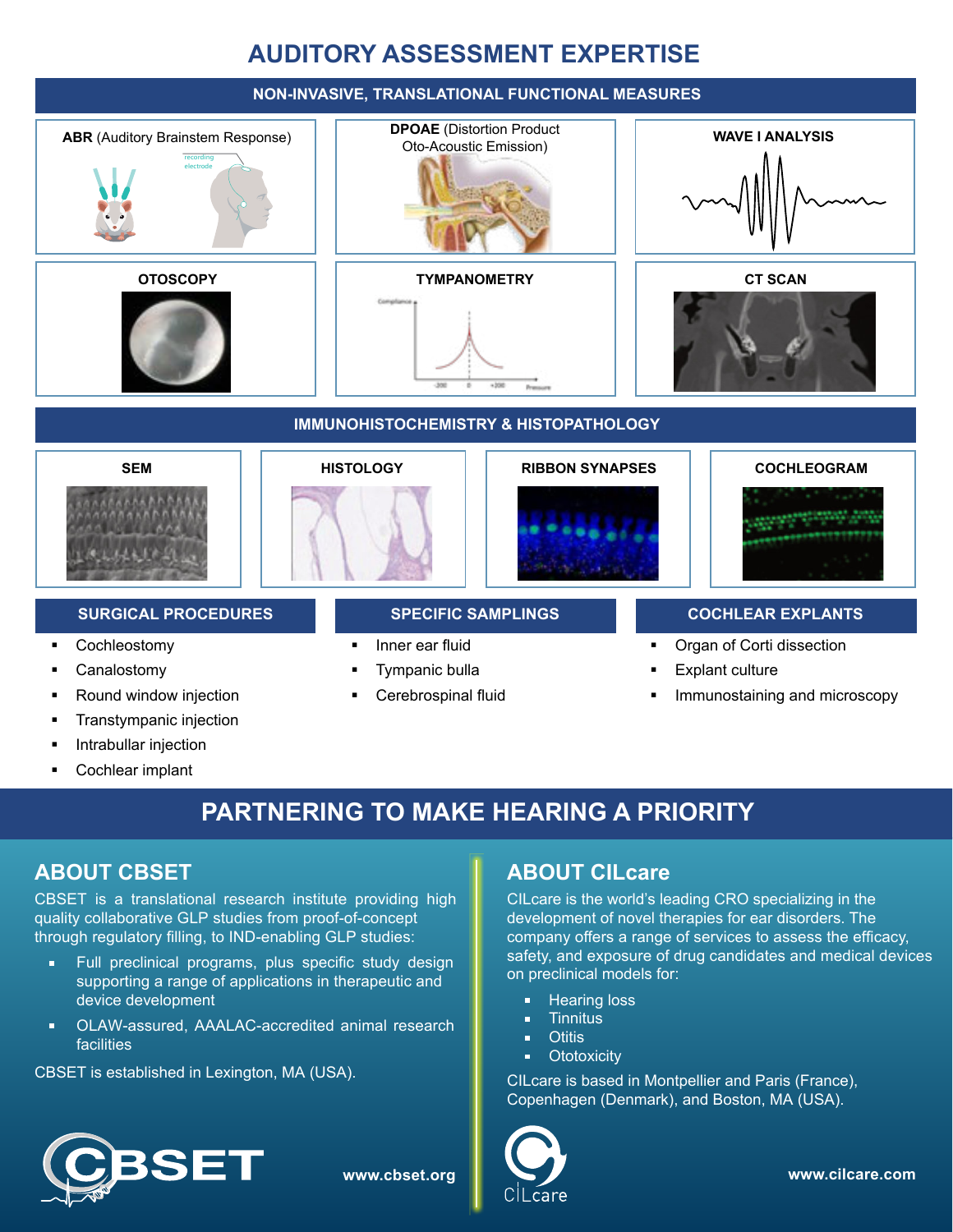# AUDITORY ASSESSMENT EXPERTISE

## NON-INVASIVE, TRANSLATIONAL FUNCTIONAL MEASURES

**ABR** (Auditory Brainstem Response)

recording electrode

**DPOAE** (Distortion Product Oto-Acoustic Emission)

**WAVE I ANALYSIS**

**OTOSCOPY**

**TYMPANOMETRY**

Compliance

-200 0 +200 Pressure

**CT SCAN**

## IMMUNOHISTOCHEMISTRY & HISTOPATHOLOGY

**SEM**

**HISTOLOGY**

**RIBBON SYNAPSES**

**COCHLEOGRAM**

### SURGICAL PROCEDURES

- Cochleostomy
- Canalostomy
- Round window injection
- Transtympanic injection
- Intrabullar injection
- Cochlear implant

### SPECIFIC SAMPLINGS

- Inner ear fluid
- Tympanic bulla
- Cerebrospinal fluid

### COCHLEAR EXPLANTS

- Organ of Corti dissection
- Explant culture
- Immunostaining and microscopy

# PARTNERING TO MAKE HEARING A PRIORITY

## ABOUT CBSET

CBSET is a translational research institute providing high quality collaborative GLP studies from proof-of-concept through regulatory filling, to IND-enabling GLP studies:

- Full preclinical programs, plus specific study design supporting a range of applications in therapeutic and device development
- OLAW-assured, AAALAC-accredited animal research facilities

CBSET is established in Lexington, MA (USA).

CBSET

www.cbset.org

## ABOUT CILcare

CILcare is the world's leading CRO specializing in the development of novel therapies for ear disorders. The company offers a range of services to assess the efficacy, safety, and exposure of drug candidates and medical devices on preclinical models for:

- Hearing loss
- Tinnitus
- Otitis
- Ototoxicity

CILcare is based in Montpellier and Paris (France), Copenhagen (Denmark), and Boston, MA (USA).

CILcare

www.cilcare.com